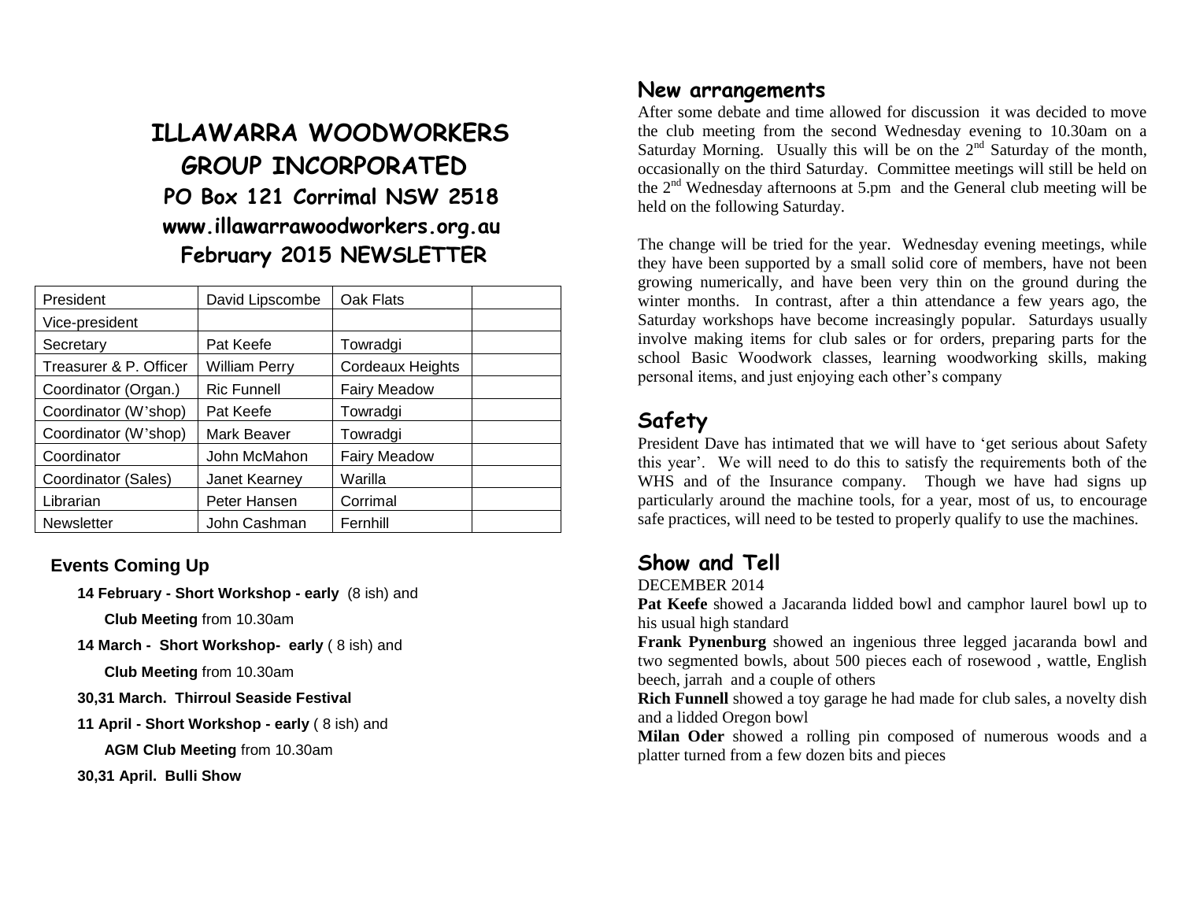# ILLAWARRA WOODWORKERS GROUP INCORPORATED

## PO Box 121 Corrimal NSW 2518

## www.illawarrawoodworkers.org.au

## February 2015 NEWSLETTER

| President | David Lipscombe | Oak Flats | |
|---|---|---|---|
| Vice-president | | | |
| Secretary | Pat Keefe | Towradgi | |
| Treasurer & P. Officer | William Perry | Cordeaux Heights | |
| Coordinator (Organ.) | Ric Funnell | Fairy Meadow | |
| Coordinator (W'shop) | Pat Keefe | Towradgi | |
| Coordinator (W'shop) | Mark Beaver | Towradgi | |
| Coordinator | John McMahon | Fairy Meadow | |
| Coordinator (Sales) | Janet Kearney | Warilla | |
| Librarian | Peter Hansen | Corrimal | |
| Newsletter | John Cashman | Fernhill | |

### Events Coming Up

**14 February - Short Workshop - early** (8 ish) and
**Club Meeting** from 10.30am

**14 March - Short Workshop- early** ( 8 ish) and
**Club Meeting** from 10.30am

**30,31 March. Thirroul Seaside Festival**

**11 April - Short Workshop - early** ( 8 ish) and
**AGM Club Meeting** from 10.30am

**30,31 April. Bulli Show**

## New arrangements

After some debate and time allowed for discussion it was decided to move the club meeting from the second Wednesday evening to 10.30am on a Saturday Morning. Usually this will be on the 2nd Saturday of the month, occasionally on the third Saturday. Committee meetings will still be held on the 2nd Wednesday afternoons at 5.pm and the General club meeting will be held on the following Saturday.

The change will be tried for the year. Wednesday evening meetings, while they have been supported by a small solid core of members, have not been growing numerically, and have been very thin on the ground during the winter months. In contrast, after a thin attendance a few years ago, the Saturday workshops have become increasingly popular. Saturdays usually involve making items for club sales or for orders, preparing parts for the school Basic Woodwork classes, learning woodworking skills, making personal items, and just enjoying each other's company

## Safety

President Dave has intimated that we will have to 'get serious about Safety this year'. We will need to do this to satisfy the requirements both of the WHS and of the Insurance company. Though we have had signs up particularly around the machine tools, for a year, most of us, to encourage safe practices, will need to be tested to properly qualify to use the machines.

## Show and Tell

DECEMBER 2014

**Pat Keefe** showed a Jacaranda lidded bowl and camphor laurel bowl up to his usual high standard

**Frank Pynenburg** showed an ingenious three legged jacaranda bowl and two segmented bowls, about 500 pieces each of rosewood , wattle, English beech, jarrah and a couple of others

**Rich Funnell** showed a toy garage he had made for club sales, a novelty dish and a lidded Oregon bowl

**Milan Oder** showed a rolling pin composed of numerous woods and a platter turned from a few dozen bits and pieces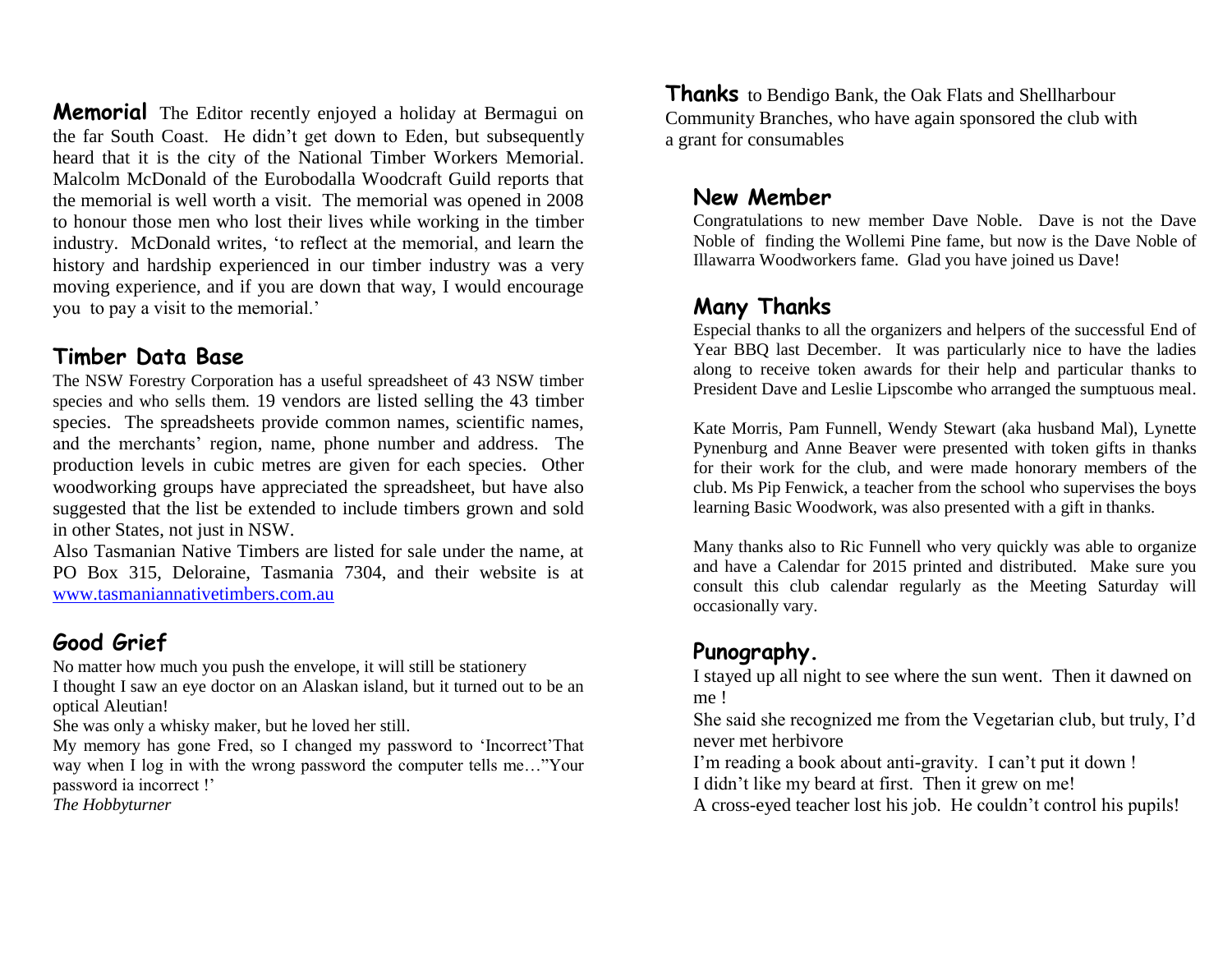**Memorial** The Editor recently enjoyed a holiday at Bermagui on the far South Coast. He didn't get down to Eden, but subsequently heard that it is the city of the National Timber Workers Memorial. Malcolm McDonald of the Eurobodalla Woodcraft Guild reports that the memorial is well worth a visit. The memorial was opened in 2008 to honour those men who lost their lives while working in the timber industry. McDonald writes, 'to reflect at the memorial, and learn the history and hardship experienced in our timber industry was a very moving experience, and if you are down that way, I would encourage you to pay a visit to the memorial.'

## Timber Data Base

The NSW Forestry Corporation has a useful spreadsheet of 43 NSW timber species and who sells them. 19 vendors are listed selling the 43 timber species. The spreadsheets provide common names, scientific names, and the merchants' region, name, phone number and address. The production levels in cubic metres are given for each species. Other woodworking groups have appreciated the spreadsheet, but have also suggested that the list be extended to include timbers grown and sold in other States, not just in NSW.

Also Tasmanian Native Timbers are listed for sale under the name, at PO Box 315, Deloraine, Tasmania 7304, and their website is at www.tasmaniannativetimbers.com.au

## Good Grief

No matter how much you push the envelope, it will still be stationery

I thought I saw an eye doctor on an Alaskan island, but it turned out to be an optical Aleutian!

She was only a whisky maker, but he loved her still.

My memory has gone Fred, so I changed my password to 'Incorrect'That way when I log in with the wrong password the computer tells me…"Your password ia incorrect !'

*The Hobbyturner*

**Thanks** to Bendigo Bank, the Oak Flats and Shellharbour Community Branches, who have again sponsored the club with a grant for consumables

## New Member

Congratulations to new member Dave Noble. Dave is not the Dave Noble of finding the Wollemi Pine fame, but now is the Dave Noble of Illawarra Woodworkers fame. Glad you have joined us Dave!

## Many Thanks

Especial thanks to all the organizers and helpers of the successful End of Year BBQ last December. It was particularly nice to have the ladies along to receive token awards for their help and particular thanks to President Dave and Leslie Lipscombe who arranged the sumptuous meal.

Kate Morris, Pam Funnell, Wendy Stewart (aka husband Mal), Lynette Pynenburg and Anne Beaver were presented with token gifts in thanks for their work for the club, and were made honorary members of the club. Ms Pip Fenwick, a teacher from the school who supervises the boys learning Basic Woodwork, was also presented with a gift in thanks.

Many thanks also to Ric Funnell who very quickly was able to organize and have a Calendar for 2015 printed and distributed. Make sure you consult this club calendar regularly as the Meeting Saturday will occasionally vary.

## Punography.

I stayed up all night to see where the sun went. Then it dawned on me !

She said she recognized me from the Vegetarian club, but truly, I'd never met herbivore

I'm reading a book about anti-gravity. I can't put it down !

I didn't like my beard at first. Then it grew on me!

A cross-eyed teacher lost his job. He couldn't control his pupils!